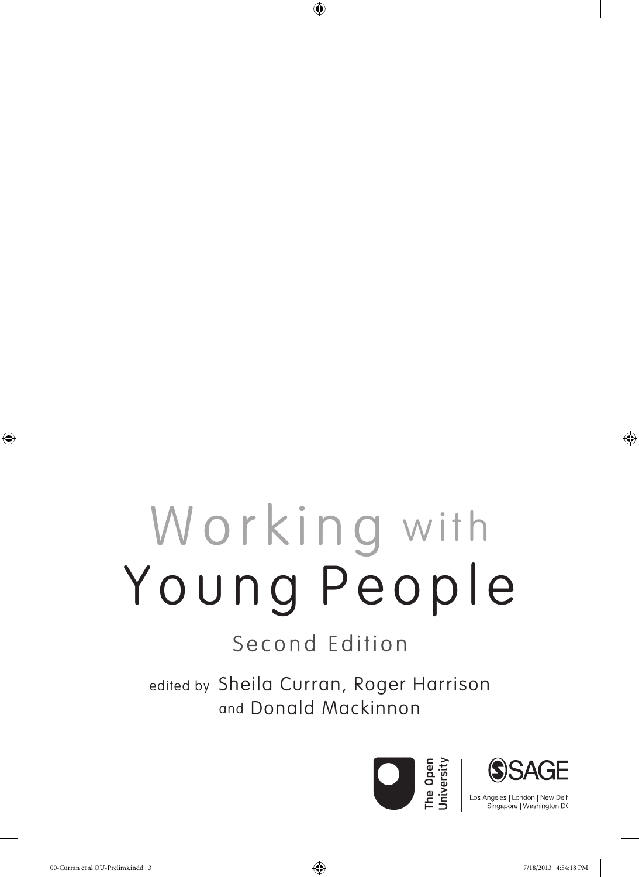# Working with Young People

## Second Edition

edited by Sheila Curran, Roger Harrison and Donald Mackinnon

The Open University

SAGE

Los Angeles | London | New Delhi
Singapore | Washington DC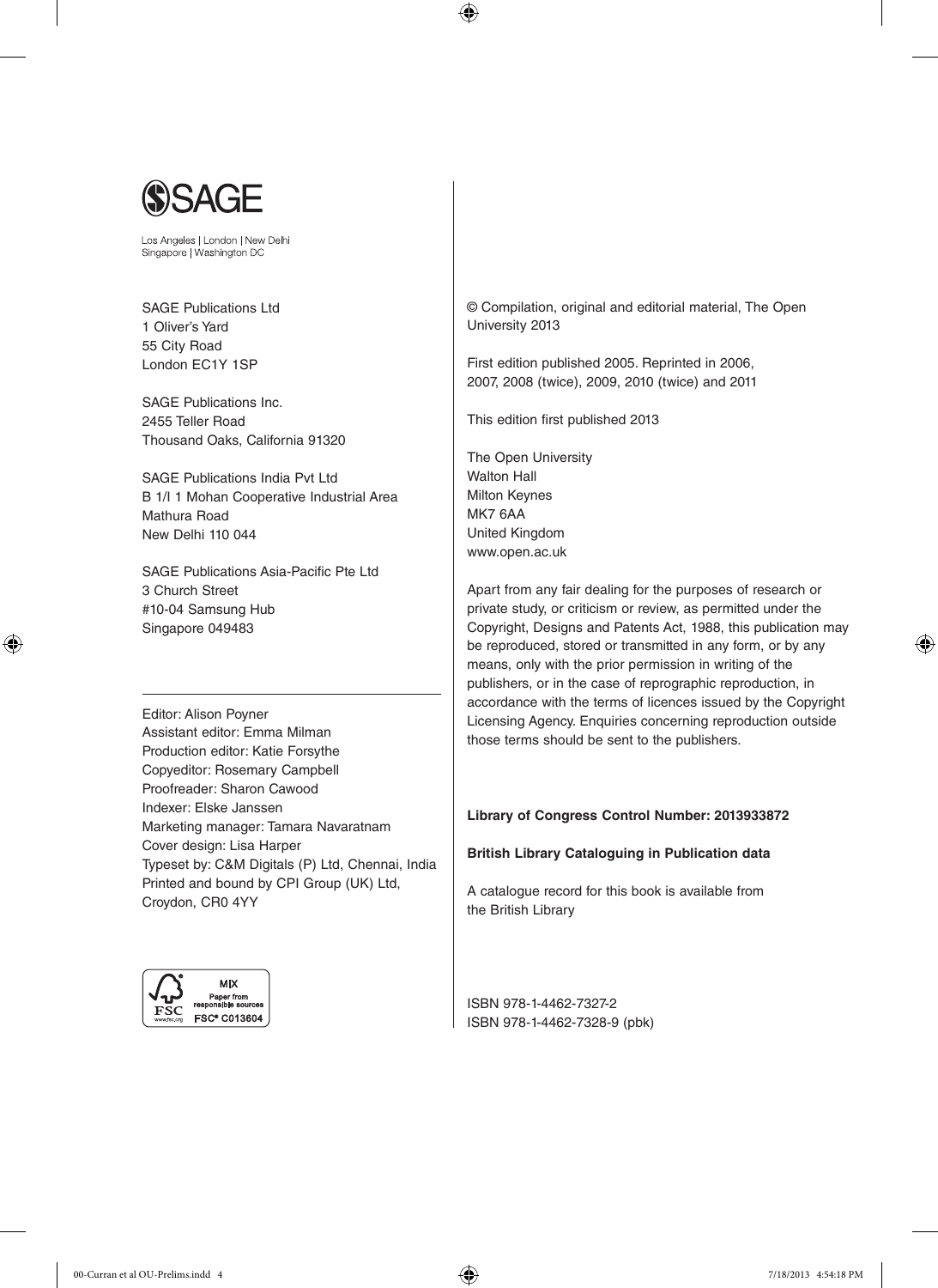SAGE

Los Angeles | London | New Delhi
Singapore | Washington DC

SAGE Publications Ltd
1 Oliver's Yard
55 City Road
London EC1Y 1SP

SAGE Publications Inc.
2455 Teller Road
Thousand Oaks, California 91320

SAGE Publications India Pvt Ltd
B 1/I 1 Mohan Cooperative Industrial Area
Mathura Road
New Delhi 110 044

SAGE Publications Asia-Pacific Pte Ltd
3 Church Street
#10-04 Samsung Hub
Singapore 049483

---

Editor: Alison Poyner
Assistant editor: Emma Milman
Production editor: Katie Forsythe
Copyeditor: Rosemary Campbell
Proofreader: Sharon Cawood
Indexer: Elske Janssen
Marketing manager: Tamara Navaratnam
Cover design: Lisa Harper
Typeset by: C&M Digitals (P) Ltd, Chennai, India
Printed and bound by CPI Group (UK) Ltd, Croydon, CR0 4YY

MIX
Paper from responsible sources
FSC® C013604

© Compilation, original and editorial material, The Open University 2013

First edition published 2005. Reprinted in 2006, 2007, 2008 (twice), 2009, 2010 (twice) and 2011

This edition first published 2013

The Open University
Walton Hall
Milton Keynes
MK7 6AA
United Kingdom
www.open.ac.uk

Apart from any fair dealing for the purposes of research or private study, or criticism or review, as permitted under the Copyright, Designs and Patents Act, 1988, this publication may be reproduced, stored or transmitted in any form, or by any means, only with the prior permission in writing of the publishers, or in the case of reprographic reproduction, in accordance with the terms of licences issued by the Copyright Licensing Agency. Enquiries concerning reproduction outside those terms should be sent to the publishers.

**Library of Congress Control Number: 2013933872**

**British Library Cataloguing in Publication data**

A catalogue record for this book is available from the British Library

ISBN 978-1-4462-7327-2
ISBN 978-1-4462-7328-9 (pbk)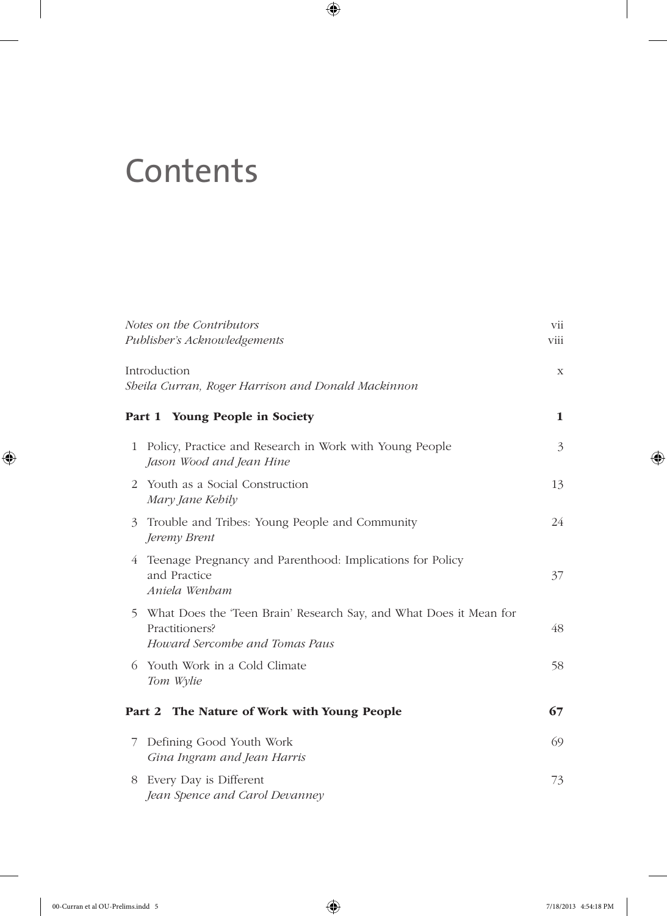# Contents

| | |
|---|---|
| *Notes on the Contributors* | vii |
| *Publisher's Acknowledgements* | viii |
| Introduction<br>*Sheila Curran, Roger Harrison and Donald Mackinnon* | x |
| **Part 1 Young People in Society** | **1** |
| 1 Policy, Practice and Research in Work with Young People<br>*Jason Wood and Jean Hine* | 3 |
| 2 Youth as a Social Construction<br>*Mary Jane Kehily* | 13 |
| 3 Trouble and Tribes: Young People and Community<br>*Jeremy Brent* | 24 |
| 4 Teenage Pregnancy and Parenthood: Implications for Policy and Practice<br>*Aniela Wenham* | 37 |
| 5 What Does the 'Teen Brain' Research Say, and What Does it Mean for Practitioners?<br>*Howard Sercombe and Tomas Paus* | 48 |
| 6 Youth Work in a Cold Climate<br>*Tom Wylie* | 58 |
| **Part 2 The Nature of Work with Young People** | **67** |
| 7 Defining Good Youth Work<br>*Gina Ingram and Jean Harris* | 69 |
| 8 Every Day is Different<br>*Jean Spence and Carol Devanney* | 73 |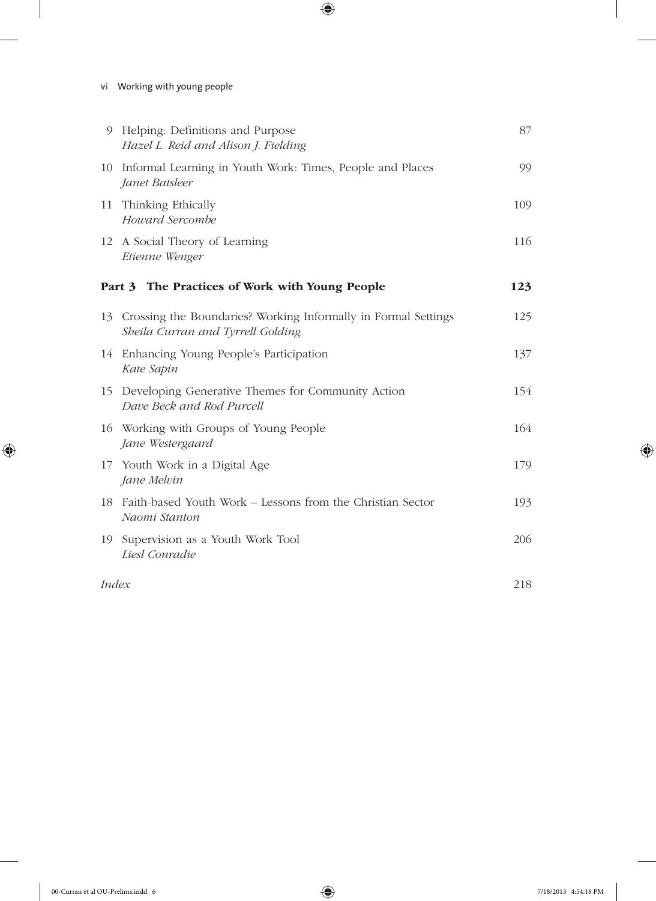| | | |
|---|---|---|
| 9 | Helping: Definitions and Purpose<br>*Hazel L. Reid and Alison J. Fielding* | 87 |
| 10 | Informal Learning in Youth Work: Times, People and Places<br>*Janet Batsleer* | 99 |
| 11 | Thinking Ethically<br>*Howard Sercombe* | 109 |
| 12 | A Social Theory of Learning<br>*Etienne Wenger* | 116 |

## Part 3 The Practices of Work with Young People — 123

| | | |
|---|---|---|
| 13 | Crossing the Boundaries? Working Informally in Formal Settings<br>*Sheila Curran and Tyrrell Golding* | 125 |
| 14 | Enhancing Young People's Participation<br>*Kate Sapin* | 137 |
| 15 | Developing Generative Themes for Community Action<br>*Dave Beck and Rod Purcell* | 154 |
| 16 | Working with Groups of Young People<br>*Jane Westergaard* | 164 |
| 17 | Youth Work in a Digital Age<br>*Jane Melvin* | 179 |
| 18 | Faith-based Youth Work – Lessons from the Christian Sector<br>*Naomi Stanton* | 193 |
| 19 | Supervision as a Youth Work Tool<br>*Liesl Conradie* | 206 |

*Index* 218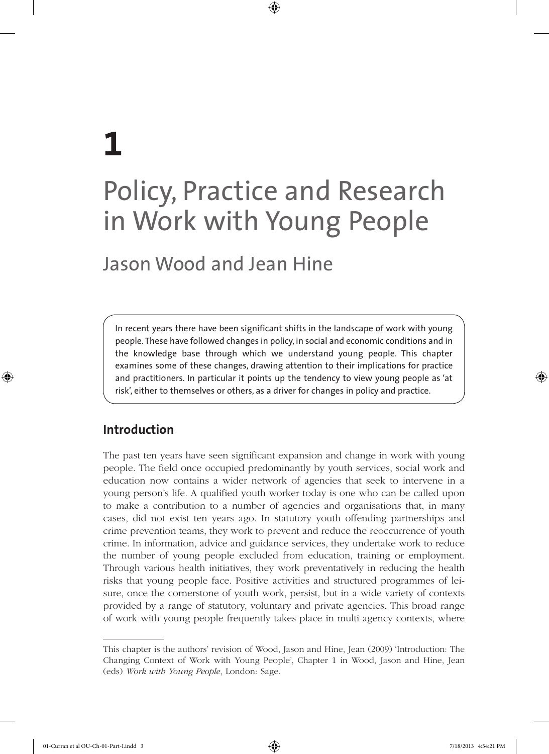# 1

# Policy, Practice and Research in Work with Young People

## Jason Wood and Jean Hine

> In recent years there have been significant shifts in the landscape of work with young people. These have followed changes in policy, in social and economic conditions and in the knowledge base through which we understand young people. This chapter examines some of these changes, drawing attention to their implications for practice and practitioners. In particular it points up the tendency to view young people as 'at risk', either to themselves or others, as a driver for changes in policy and practice.

### Introduction

The past ten years have seen significant expansion and change in work with young people. The field once occupied predominantly by youth services, social work and education now contains a wider network of agencies that seek to intervene in a young person's life. A qualified youth worker today is one who can be called upon to make a contribution to a number of agencies and organisations that, in many cases, did not exist ten years ago. In statutory youth offending partnerships and crime prevention teams, they work to prevent and reduce the reoccurrence of youth crime. In information, advice and guidance services, they undertake work to reduce the number of young people excluded from education, training or employment. Through various health initiatives, they work preventatively in reducing the health risks that young people face. Positive activities and structured programmes of leisure, once the cornerstone of youth work, persist, but in a wide variety of contexts provided by a range of statutory, voluntary and private agencies. This broad range of work with young people frequently takes place in multi-agency contexts, where

---

This chapter is the authors' revision of Wood, Jason and Hine, Jean (2009) 'Introduction: The Changing Context of Work with Young People', Chapter 1 in Wood, Jason and Hine, Jean (eds) *Work with Young People*, London: Sage.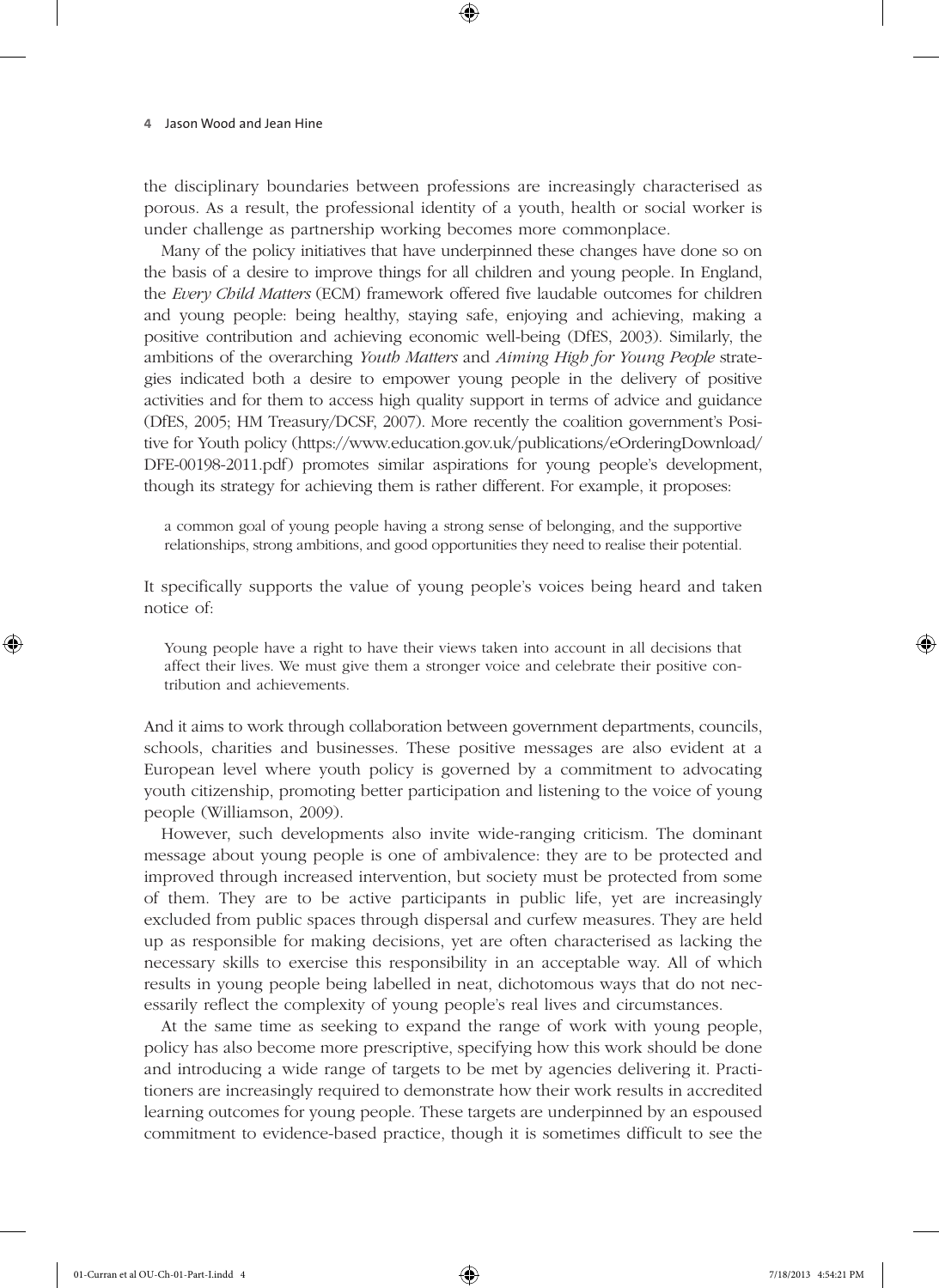the disciplinary boundaries between professions are increasingly characterised as porous. As a result, the professional identity of a youth, health or social worker is under challenge as partnership working becomes more commonplace.

Many of the policy initiatives that have underpinned these changes have done so on the basis of a desire to improve things for all children and young people. In England, the *Every Child Matters* (ECM) framework offered five laudable outcomes for children and young people: being healthy, staying safe, enjoying and achieving, making a positive contribution and achieving economic well-being (DfES, 2003). Similarly, the ambitions of the overarching *Youth Matters* and *Aiming High for Young People* strategies indicated both a desire to empower young people in the delivery of positive activities and for them to access high quality support in terms of advice and guidance (DfES, 2005; HM Treasury/DCSF, 2007). More recently the coalition government's Positive for Youth policy (https://www.education.gov.uk/publications/eOrderingDownload/DFE-00198-2011.pdf) promotes similar aspirations for young people's development, though its strategy for achieving them is rather different. For example, it proposes:

> a common goal of young people having a strong sense of belonging, and the supportive relationships, strong ambitions, and good opportunities they need to realise their potential.

It specifically supports the value of young people's voices being heard and taken notice of:

> Young people have a right to have their views taken into account in all decisions that affect their lives. We must give them a stronger voice and celebrate their positive contribution and achievements.

And it aims to work through collaboration between government departments, councils, schools, charities and businesses. These positive messages are also evident at a European level where youth policy is governed by a commitment to advocating youth citizenship, promoting better participation and listening to the voice of young people (Williamson, 2009).

However, such developments also invite wide-ranging criticism. The dominant message about young people is one of ambivalence: they are to be protected and improved through increased intervention, but society must be protected from some of them. They are to be active participants in public life, yet are increasingly excluded from public spaces through dispersal and curfew measures. They are held up as responsible for making decisions, yet are often characterised as lacking the necessary skills to exercise this responsibility in an acceptable way. All of which results in young people being labelled in neat, dichotomous ways that do not necessarily reflect the complexity of young people's real lives and circumstances.

At the same time as seeking to expand the range of work with young people, policy has also become more prescriptive, specifying how this work should be done and introducing a wide range of targets to be met by agencies delivering it. Practitioners are increasingly required to demonstrate how their work results in accredited learning outcomes for young people. These targets are underpinned by an espoused commitment to evidence-based practice, though it is sometimes difficult to see the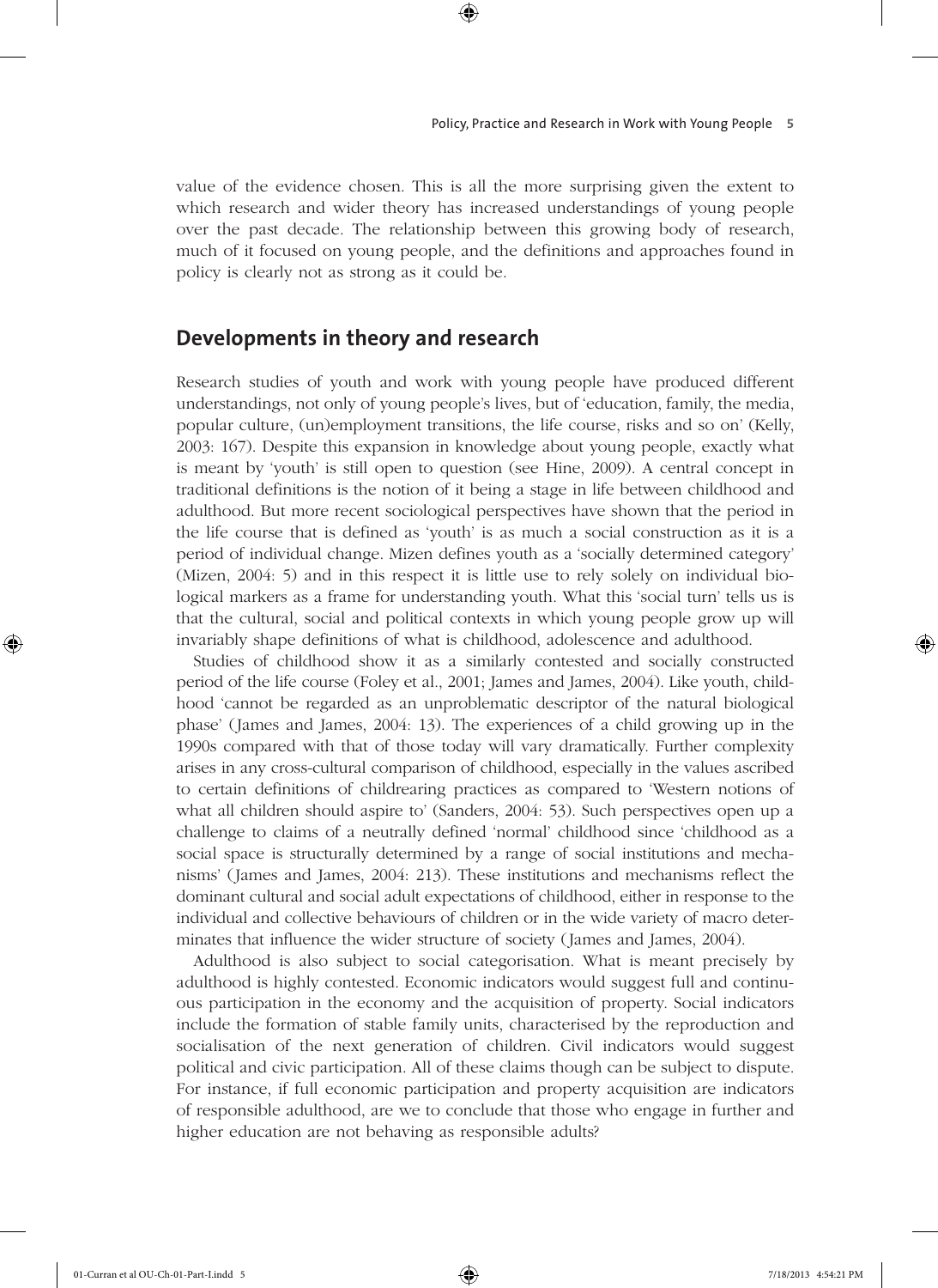value of the evidence chosen. This is all the more surprising given the extent to which research and wider theory has increased understandings of young people over the past decade. The relationship between this growing body of research, much of it focused on young people, and the definitions and approaches found in policy is clearly not as strong as it could be.

## Developments in theory and research

Research studies of youth and work with young people have produced different understandings, not only of young people's lives, but of 'education, family, the media, popular culture, (un)employment transitions, the life course, risks and so on' (Kelly, 2003: 167). Despite this expansion in knowledge about young people, exactly what is meant by 'youth' is still open to question (see Hine, 2009). A central concept in traditional definitions is the notion of it being a stage in life between childhood and adulthood. But more recent sociological perspectives have shown that the period in the life course that is defined as 'youth' is as much a social construction as it is a period of individual change. Mizen defines youth as a 'socially determined category' (Mizen, 2004: 5) and in this respect it is little use to rely solely on individual biological markers as a frame for understanding youth. What this 'social turn' tells us is that the cultural, social and political contexts in which young people grow up will invariably shape definitions of what is childhood, adolescence and adulthood.

Studies of childhood show it as a similarly contested and socially constructed period of the life course (Foley et al., 2001; James and James, 2004). Like youth, childhood 'cannot be regarded as an unproblematic descriptor of the natural biological phase' (James and James, 2004: 13). The experiences of a child growing up in the 1990s compared with that of those today will vary dramatically. Further complexity arises in any cross-cultural comparison of childhood, especially in the values ascribed to certain definitions of childrearing practices as compared to 'Western notions of what all children should aspire to' (Sanders, 2004: 53). Such perspectives open up a challenge to claims of a neutrally defined 'normal' childhood since 'childhood as a social space is structurally determined by a range of social institutions and mechanisms' (James and James, 2004: 213). These institutions and mechanisms reflect the dominant cultural and social adult expectations of childhood, either in response to the individual and collective behaviours of children or in the wide variety of macro determinates that influence the wider structure of society (James and James, 2004).

Adulthood is also subject to social categorisation. What is meant precisely by adulthood is highly contested. Economic indicators would suggest full and continuous participation in the economy and the acquisition of property. Social indicators include the formation of stable family units, characterised by the reproduction and socialisation of the next generation of children. Civil indicators would suggest political and civic participation. All of these claims though can be subject to dispute. For instance, if full economic participation and property acquisition are indicators of responsible adulthood, are we to conclude that those who engage in further and higher education are not behaving as responsible adults?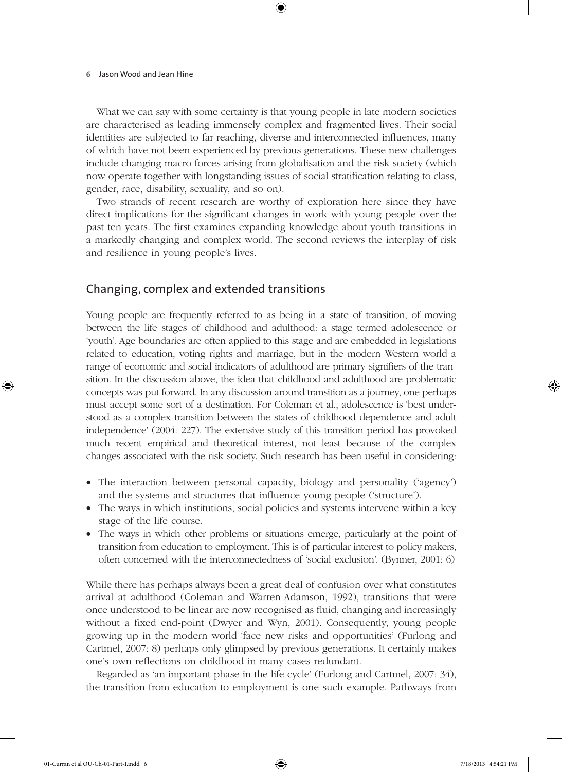What we can say with some certainty is that young people in late modern societies are characterised as leading immensely complex and fragmented lives. Their social identities are subjected to far-reaching, diverse and interconnected influences, many of which have not been experienced by previous generations. These new challenges include changing macro forces arising from globalisation and the risk society (which now operate together with longstanding issues of social stratification relating to class, gender, race, disability, sexuality, and so on).

Two strands of recent research are worthy of exploration here since they have direct implications for the significant changes in work with young people over the past ten years. The first examines expanding knowledge about youth transitions in a markedly changing and complex world. The second reviews the interplay of risk and resilience in young people's lives.

## Changing, complex and extended transitions

Young people are frequently referred to as being in a state of transition, of moving between the life stages of childhood and adulthood: a stage termed adolescence or 'youth'. Age boundaries are often applied to this stage and are embedded in legislations related to education, voting rights and marriage, but in the modern Western world a range of economic and social indicators of adulthood are primary signifiers of the transition. In the discussion above, the idea that childhood and adulthood are problematic concepts was put forward. In any discussion around transition as a journey, one perhaps must accept some sort of a destination. For Coleman et al., adolescence is 'best understood as a complex transition between the states of childhood dependence and adult independence' (2004: 227). The extensive study of this transition period has provoked much recent empirical and theoretical interest, not least because of the complex changes associated with the risk society. Such research has been useful in considering:

- The interaction between personal capacity, biology and personality ('agency') and the systems and structures that influence young people ('structure').
- The ways in which institutions, social policies and systems intervene within a key stage of the life course.
- The ways in which other problems or situations emerge, particularly at the point of transition from education to employment. This is of particular interest to policy makers, often concerned with the interconnectedness of 'social exclusion'. (Bynner, 2001: 6)

While there has perhaps always been a great deal of confusion over what constitutes arrival at adulthood (Coleman and Warren-Adamson, 1992), transitions that were once understood to be linear are now recognised as fluid, changing and increasingly without a fixed end-point (Dwyer and Wyn, 2001). Consequently, young people growing up in the modern world 'face new risks and opportunities' (Furlong and Cartmel, 2007: 8) perhaps only glimpsed by previous generations. It certainly makes one's own reflections on childhood in many cases redundant.

Regarded as 'an important phase in the life cycle' (Furlong and Cartmel, 2007: 34), the transition from education to employment is one such example. Pathways from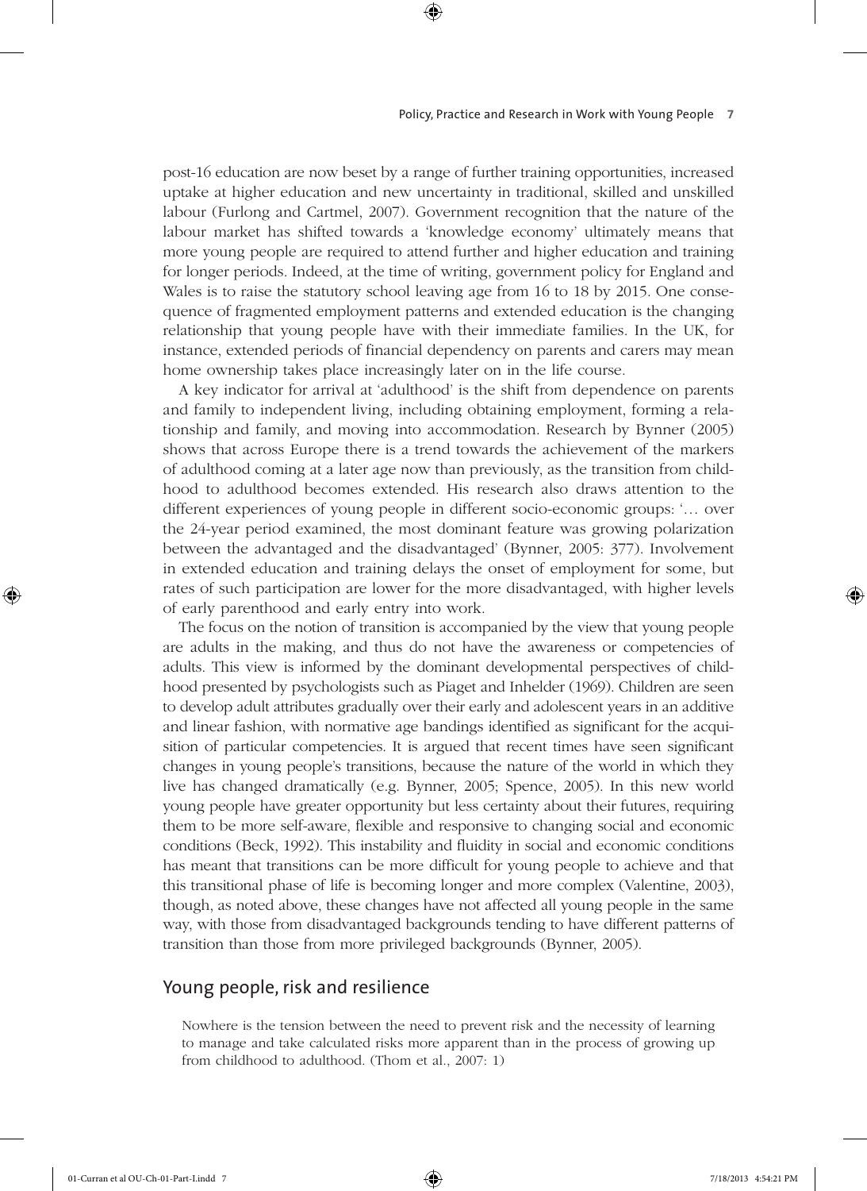post-16 education are now beset by a range of further training opportunities, increased uptake at higher education and new uncertainty in traditional, skilled and unskilled labour (Furlong and Cartmel, 2007). Government recognition that the nature of the labour market has shifted towards a 'knowledge economy' ultimately means that more young people are required to attend further and higher education and training for longer periods. Indeed, at the time of writing, government policy for England and Wales is to raise the statutory school leaving age from 16 to 18 by 2015. One consequence of fragmented employment patterns and extended education is the changing relationship that young people have with their immediate families. In the UK, for instance, extended periods of financial dependency on parents and carers may mean home ownership takes place increasingly later on in the life course.

A key indicator for arrival at 'adulthood' is the shift from dependence on parents and family to independent living, including obtaining employment, forming a relationship and family, and moving into accommodation. Research by Bynner (2005) shows that across Europe there is a trend towards the achievement of the markers of adulthood coming at a later age now than previously, as the transition from childhood to adulthood becomes extended. His research also draws attention to the different experiences of young people in different socio-economic groups: '… over the 24-year period examined, the most dominant feature was growing polarization between the advantaged and the disadvantaged' (Bynner, 2005: 377). Involvement in extended education and training delays the onset of employment for some, but rates of such participation are lower for the more disadvantaged, with higher levels of early parenthood and early entry into work.

The focus on the notion of transition is accompanied by the view that young people are adults in the making, and thus do not have the awareness or competencies of adults. This view is informed by the dominant developmental perspectives of childhood presented by psychologists such as Piaget and Inhelder (1969). Children are seen to develop adult attributes gradually over their early and adolescent years in an additive and linear fashion, with normative age bandings identified as significant for the acquisition of particular competencies. It is argued that recent times have seen significant changes in young people's transitions, because the nature of the world in which they live has changed dramatically (e.g. Bynner, 2005; Spence, 2005). In this new world young people have greater opportunity but less certainty about their futures, requiring them to be more self-aware, flexible and responsive to changing social and economic conditions (Beck, 1992). This instability and fluidity in social and economic conditions has meant that transitions can be more difficult for young people to achieve and that this transitional phase of life is becoming longer and more complex (Valentine, 2003), though, as noted above, these changes have not affected all young people in the same way, with those from disadvantaged backgrounds tending to have different patterns of transition than those from more privileged backgrounds (Bynner, 2005).

## Young people, risk and resilience

> Nowhere is the tension between the need to prevent risk and the necessity of learning to manage and take calculated risks more apparent than in the process of growing up from childhood to adulthood. (Thom et al., 2007: 1)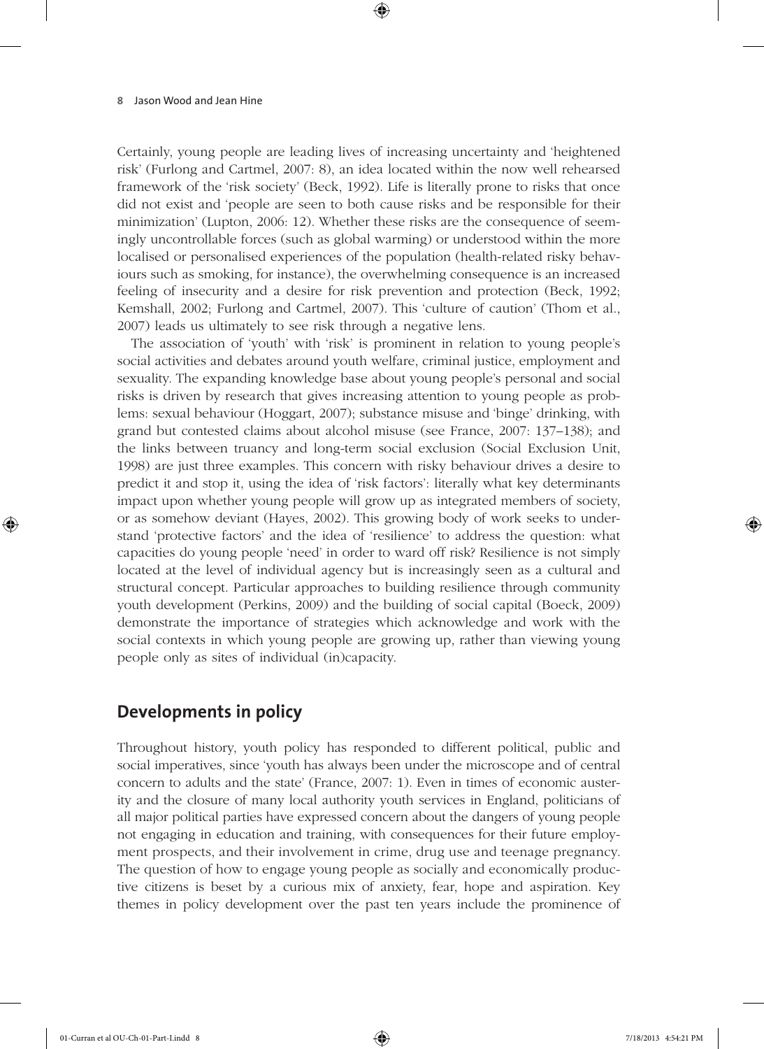Certainly, young people are leading lives of increasing uncertainty and 'heightened risk' (Furlong and Cartmel, 2007: 8), an idea located within the now well rehearsed framework of the 'risk society' (Beck, 1992). Life is literally prone to risks that once did not exist and 'people are seen to both cause risks and be responsible for their minimization' (Lupton, 2006: 12). Whether these risks are the consequence of seemingly uncontrollable forces (such as global warming) or understood within the more localised or personalised experiences of the population (health-related risky behaviours such as smoking, for instance), the overwhelming consequence is an increased feeling of insecurity and a desire for risk prevention and protection (Beck, 1992; Kemshall, 2002; Furlong and Cartmel, 2007). This 'culture of caution' (Thom et al., 2007) leads us ultimately to see risk through a negative lens.

The association of 'youth' with 'risk' is prominent in relation to young people's social activities and debates around youth welfare, criminal justice, employment and sexuality. The expanding knowledge base about young people's personal and social risks is driven by research that gives increasing attention to young people as problems: sexual behaviour (Hoggart, 2007); substance misuse and 'binge' drinking, with grand but contested claims about alcohol misuse (see France, 2007: 137–138); and the links between truancy and long-term social exclusion (Social Exclusion Unit, 1998) are just three examples. This concern with risky behaviour drives a desire to predict it and stop it, using the idea of 'risk factors': literally what key determinants impact upon whether young people will grow up as integrated members of society, or as somehow deviant (Hayes, 2002). This growing body of work seeks to understand 'protective factors' and the idea of 'resilience' to address the question: what capacities do young people 'need' in order to ward off risk? Resilience is not simply located at the level of individual agency but is increasingly seen as a cultural and structural concept. Particular approaches to building resilience through community youth development (Perkins, 2009) and the building of social capital (Boeck, 2009) demonstrate the importance of strategies which acknowledge and work with the social contexts in which young people are growing up, rather than viewing young people only as sites of individual (in)capacity.

## Developments in policy

Throughout history, youth policy has responded to different political, public and social imperatives, since 'youth has always been under the microscope and of central concern to adults and the state' (France, 2007: 1). Even in times of economic austerity and the closure of many local authority youth services in England, politicians of all major political parties have expressed concern about the dangers of young people not engaging in education and training, with consequences for their future employment prospects, and their involvement in crime, drug use and teenage pregnancy. The question of how to engage young people as socially and economically productive citizens is beset by a curious mix of anxiety, fear, hope and aspiration. Key themes in policy development over the past ten years include the prominence of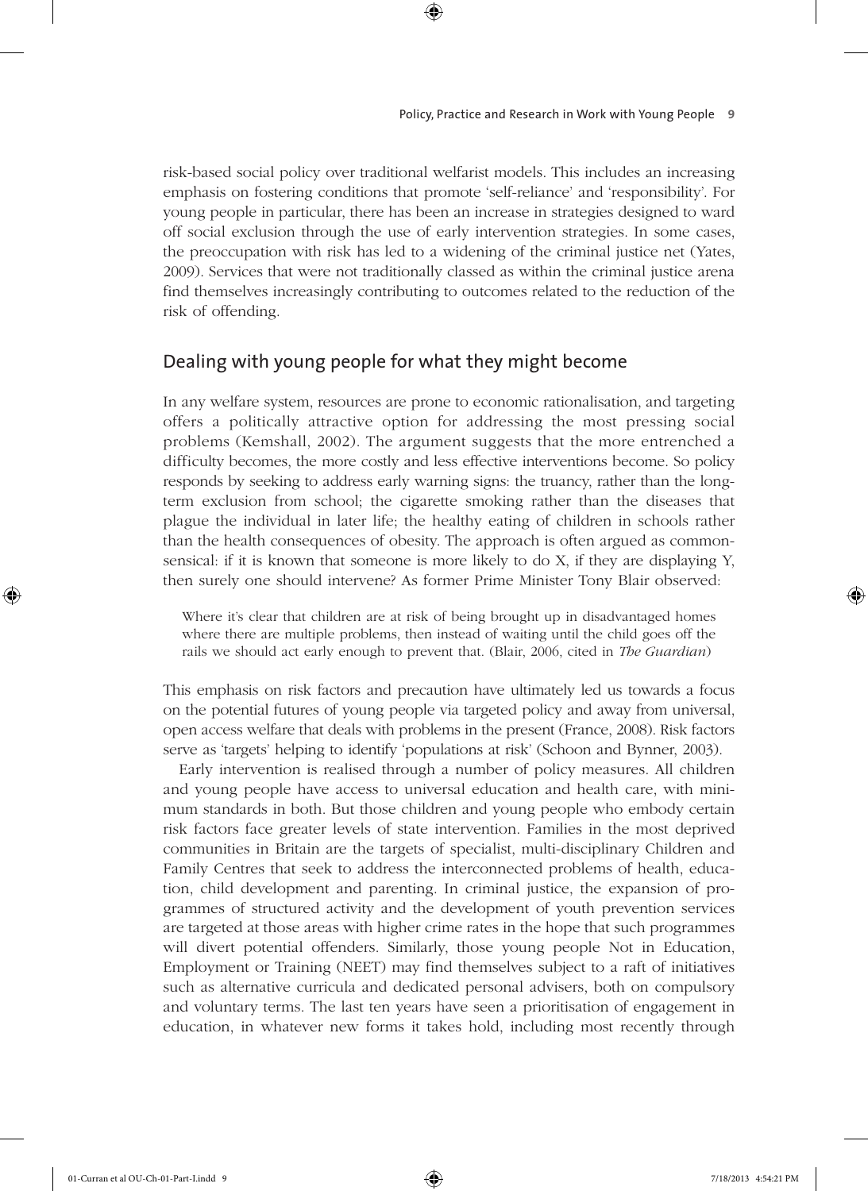risk-based social policy over traditional welfarist models. This includes an increasing emphasis on fostering conditions that promote 'self-reliance' and 'responsibility'. For young people in particular, there has been an increase in strategies designed to ward off social exclusion through the use of early intervention strategies. In some cases, the preoccupation with risk has led to a widening of the criminal justice net (Yates, 2009). Services that were not traditionally classed as within the criminal justice arena find themselves increasingly contributing to outcomes related to the reduction of the risk of offending.

## Dealing with young people for what they might become

In any welfare system, resources are prone to economic rationalisation, and targeting offers a politically attractive option for addressing the most pressing social problems (Kemshall, 2002). The argument suggests that the more entrenched a difficulty becomes, the more costly and less effective interventions become. So policy responds by seeking to address early warning signs: the truancy, rather than the long-term exclusion from school; the cigarette smoking rather than the diseases that plague the individual in later life; the healthy eating of children in schools rather than the health consequences of obesity. The approach is often argued as common-sensical: if it is known that someone is more likely to do X, if they are displaying Y, then surely one should intervene? As former Prime Minister Tony Blair observed:

> Where it's clear that children are at risk of being brought up in disadvantaged homes where there are multiple problems, then instead of waiting until the child goes off the rails we should act early enough to prevent that. (Blair, 2006, cited in *The Guardian*)

This emphasis on risk factors and precaution have ultimately led us towards a focus on the potential futures of young people via targeted policy and away from universal, open access welfare that deals with problems in the present (France, 2008). Risk factors serve as 'targets' helping to identify 'populations at risk' (Schoon and Bynner, 2003).

Early intervention is realised through a number of policy measures. All children and young people have access to universal education and health care, with minimum standards in both. But those children and young people who embody certain risk factors face greater levels of state intervention. Families in the most deprived communities in Britain are the targets of specialist, multi-disciplinary Children and Family Centres that seek to address the interconnected problems of health, education, child development and parenting. In criminal justice, the expansion of programmes of structured activity and the development of youth prevention services are targeted at those areas with higher crime rates in the hope that such programmes will divert potential offenders. Similarly, those young people Not in Education, Employment or Training (NEET) may find themselves subject to a raft of initiatives such as alternative curricula and dedicated personal advisers, both on compulsory and voluntary terms. The last ten years have seen a prioritisation of engagement in education, in whatever new forms it takes hold, including most recently through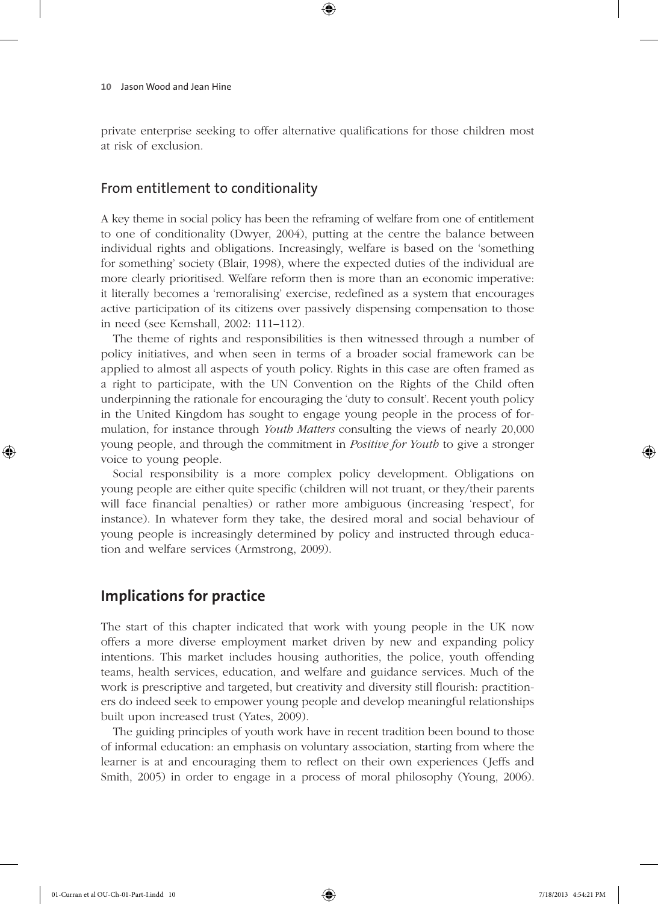private enterprise seeking to offer alternative qualifications for those children most at risk of exclusion.

### From entitlement to conditionality

A key theme in social policy has been the reframing of welfare from one of entitlement to one of conditionality (Dwyer, 2004), putting at the centre the balance between individual rights and obligations. Increasingly, welfare is based on the 'something for something' society (Blair, 1998), where the expected duties of the individual are more clearly prioritised. Welfare reform then is more than an economic imperative: it literally becomes a 'remoralising' exercise, redefined as a system that encourages active participation of its citizens over passively dispensing compensation to those in need (see Kemshall, 2002: 111–112).

The theme of rights and responsibilities is then witnessed through a number of policy initiatives, and when seen in terms of a broader social framework can be applied to almost all aspects of youth policy. Rights in this case are often framed as a right to participate, with the UN Convention on the Rights of the Child often underpinning the rationale for encouraging the 'duty to consult'. Recent youth policy in the United Kingdom has sought to engage young people in the process of formulation, for instance through *Youth Matters* consulting the views of nearly 20,000 young people, and through the commitment in *Positive for Youth* to give a stronger voice to young people.

Social responsibility is a more complex policy development. Obligations on young people are either quite specific (children will not truant, or they/their parents will face financial penalties) or rather more ambiguous (increasing 'respect', for instance). In whatever form they take, the desired moral and social behaviour of young people is increasingly determined by policy and instructed through education and welfare services (Armstrong, 2009).

## Implications for practice

The start of this chapter indicated that work with young people in the UK now offers a more diverse employment market driven by new and expanding policy intentions. This market includes housing authorities, the police, youth offending teams, health services, education, and welfare and guidance services. Much of the work is prescriptive and targeted, but creativity and diversity still flourish: practitioners do indeed seek to empower young people and develop meaningful relationships built upon increased trust (Yates, 2009).

The guiding principles of youth work have in recent tradition been bound to those of informal education: an emphasis on voluntary association, starting from where the learner is at and encouraging them to reflect on their own experiences (Jeffs and Smith, 2005) in order to engage in a process of moral philosophy (Young, 2006).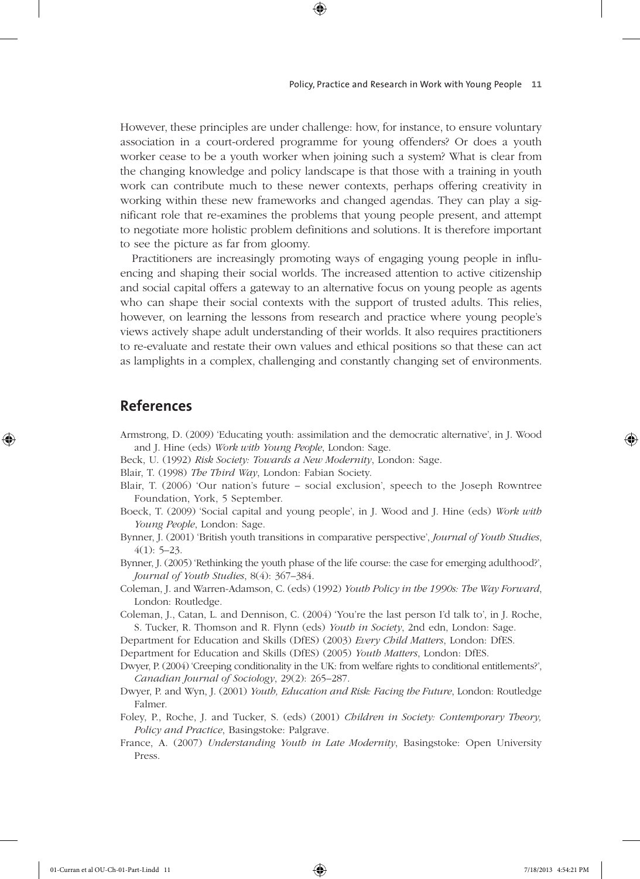However, these principles are under challenge: how, for instance, to ensure voluntary association in a court-ordered programme for young offenders? Or does a youth worker cease to be a youth worker when joining such a system? What is clear from the changing knowledge and policy landscape is that those with a training in youth work can contribute much to these newer contexts, perhaps offering creativity in working within these new frameworks and changed agendas. They can play a significant role that re-examines the problems that young people present, and attempt to negotiate more holistic problem definitions and solutions. It is therefore important to see the picture as far from gloomy.

Practitioners are increasingly promoting ways of engaging young people in influencing and shaping their social worlds. The increased attention to active citizenship and social capital offers a gateway to an alternative focus on young people as agents who can shape their social contexts with the support of trusted adults. This relies, however, on learning the lessons from research and practice where young people's views actively shape adult understanding of their worlds. It also requires practitioners to re-evaluate and restate their own values and ethical positions so that these can act as lamplights in a complex, challenging and constantly changing set of environments.

## References

Armstrong, D. (2009) 'Educating youth: assimilation and the democratic alternative', in J. Wood and J. Hine (eds) *Work with Young People*, London: Sage.

Beck, U. (1992) *Risk Society: Towards a New Modernity*, London: Sage.

Blair, T. (1998) *The Third Way*, London: Fabian Society.

Blair, T. (2006) 'Our nation's future – social exclusion', speech to the Joseph Rowntree Foundation, York, 5 September.

Boeck, T. (2009) 'Social capital and young people', in J. Wood and J. Hine (eds) *Work with Young People*, London: Sage.

Bynner, J. (2001) 'British youth transitions in comparative perspective', *Journal of Youth Studies*, 4(1): 5–23.

Bynner, J. (2005) 'Rethinking the youth phase of the life course: the case for emerging adulthood?', *Journal of Youth Studies*, 8(4): 367–384.

Coleman, J. and Warren-Adamson, C. (eds) (1992) *Youth Policy in the 1990s: The Way Forward*, London: Routledge.

Coleman, J., Catan, L. and Dennison, C. (2004) 'You're the last person I'd talk to', in J. Roche, S. Tucker, R. Thomson and R. Flynn (eds) *Youth in Society*, 2nd edn, London: Sage.

Department for Education and Skills (DfES) (2003) *Every Child Matters*, London: DfES.

Department for Education and Skills (DfES) (2005) *Youth Matters*, London: DfES.

Dwyer, P. (2004) 'Creeping conditionality in the UK: from welfare rights to conditional entitlements?', *Canadian Journal of Sociology*, 29(2): 265–287.

Dwyer, P. and Wyn, J. (2001) *Youth, Education and Risk: Facing the Future*, London: Routledge Falmer.

Foley, P., Roche, J. and Tucker, S. (eds) (2001) *Children in Society: Contemporary Theory, Policy and Practice*, Basingstoke: Palgrave.

France, A. (2007) *Understanding Youth in Late Modernity*, Basingstoke: Open University Press.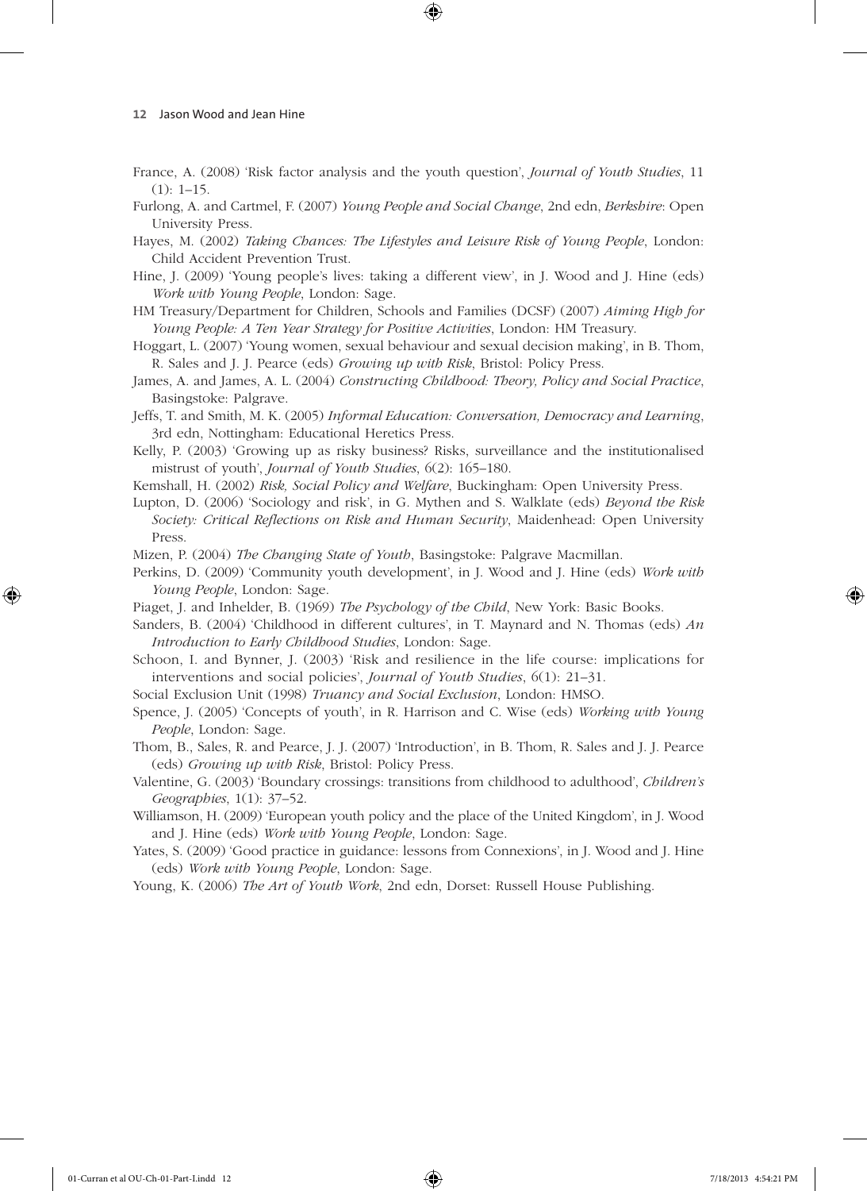France, A. (2008) 'Risk factor analysis and the youth question', *Journal of Youth Studies*, 11 (1): 1–15.

Furlong, A. and Cartmel, F. (2007) *Young People and Social Change*, 2nd edn, *Berkshire*: Open University Press.

Hayes, M. (2002) *Taking Chances: The Lifestyles and Leisure Risk of Young People*, London: Child Accident Prevention Trust.

Hine, J. (2009) 'Young people's lives: taking a different view', in J. Wood and J. Hine (eds) *Work with Young People*, London: Sage.

HM Treasury/Department for Children, Schools and Families (DCSF) (2007) *Aiming High for Young People: A Ten Year Strategy for Positive Activities*, London: HM Treasury.

Hoggart, L. (2007) 'Young women, sexual behaviour and sexual decision making', in B. Thom, R. Sales and J. J. Pearce (eds) *Growing up with Risk*, Bristol: Policy Press.

James, A. and James, A. L. (2004) *Constructing Childhood: Theory, Policy and Social Practice*, Basingstoke: Palgrave.

Jeffs, T. and Smith, M. K. (2005) *Informal Education: Conversation, Democracy and Learning*, 3rd edn, Nottingham: Educational Heretics Press.

Kelly, P. (2003) 'Growing up as risky business? Risks, surveillance and the institutionalised mistrust of youth', *Journal of Youth Studies*, 6(2): 165–180.

Kemshall, H. (2002) *Risk, Social Policy and Welfare*, Buckingham: Open University Press.

Lupton, D. (2006) 'Sociology and risk', in G. Mythen and S. Walklate (eds) *Beyond the Risk Society: Critical Reflections on Risk and Human Security*, Maidenhead: Open University Press.

Mizen, P. (2004) *The Changing State of Youth*, Basingstoke: Palgrave Macmillan.

Perkins, D. (2009) 'Community youth development', in J. Wood and J. Hine (eds) *Work with Young People*, London: Sage.

Piaget, J. and Inhelder, B. (1969) *The Psychology of the Child*, New York: Basic Books.

Sanders, B. (2004) 'Childhood in different cultures', in T. Maynard and N. Thomas (eds) *An Introduction to Early Childhood Studies*, London: Sage.

Schoon, I. and Bynner, J. (2003) 'Risk and resilience in the life course: implications for interventions and social policies', *Journal of Youth Studies*, 6(1): 21–31.

Social Exclusion Unit (1998) *Truancy and Social Exclusion*, London: HMSO.

Spence, J. (2005) 'Concepts of youth', in R. Harrison and C. Wise (eds) *Working with Young People*, London: Sage.

Thom, B., Sales, R. and Pearce, J. J. (2007) 'Introduction', in B. Thom, R. Sales and J. J. Pearce (eds) *Growing up with Risk*, Bristol: Policy Press.

Valentine, G. (2003) 'Boundary crossings: transitions from childhood to adulthood', *Children's Geographies*, 1(1): 37–52.

Williamson, H. (2009) 'European youth policy and the place of the United Kingdom', in J. Wood and J. Hine (eds) *Work with Young People*, London: Sage.

Yates, S. (2009) 'Good practice in guidance: lessons from Connexions', in J. Wood and J. Hine (eds) *Work with Young People*, London: Sage.

Young, K. (2006) *The Art of Youth Work*, 2nd edn, Dorset: Russell House Publishing.